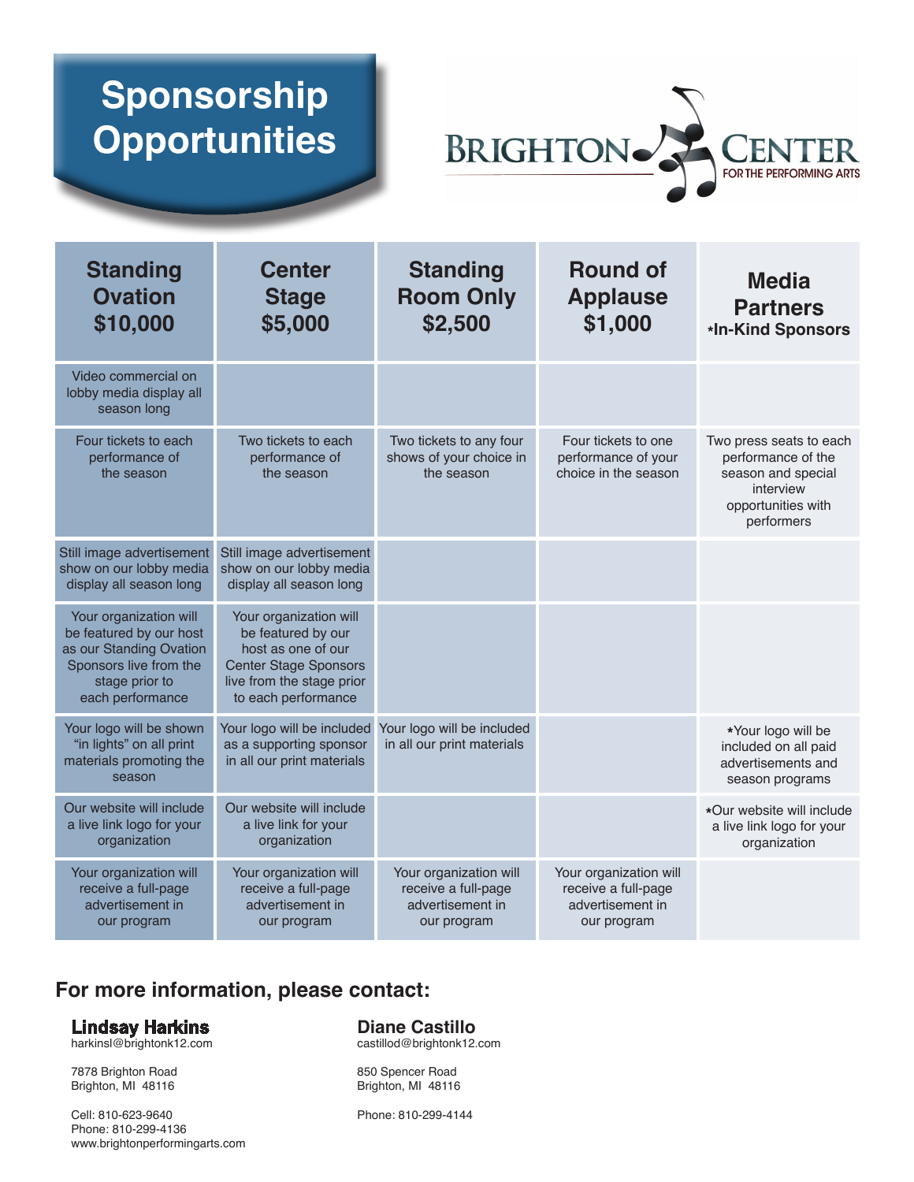# Sponsorship Opportunities

BRIGHTON CENTER FOR THE PERFORMING ARTS

| Standing Ovation $10,000 | Center Stage $5,000 | Standing Room Only $2,500 | Round of Applause $1,000 | Media Partners *In-Kind Sponsors |
|---|---|---|---|---|
| Video commercial on lobby media display all season long | | | | |
| Four tickets to each performance of the season | Two tickets to each performance of the season | Two tickets to any four shows of your choice in the season | Four tickets to one performance of your choice in the season | Two press seats to each performance of the season and special interview opportunities with performers |
| Still image advertisement show on our lobby media display all season long | Still image advertisement show on our lobby media display all season long | | | |
| Your organization will be featured by our host as our Standing Ovation Sponsors live from the stage prior to each performance | Your organization will be featured by our host as one of our Center Stage Sponsors live from the stage prior to each performance | | | |
| Your logo will be shown "in lights" on all print materials promoting the season | Your logo will be included as a supporting sponsor in all our print materials | Your logo will be included in all our print materials | | *Your logo will be included on all paid advertisements and season programs |
| Our website will include a live link logo for your organization | Our website will include a live link for your organization | | | *Our website will include a live link logo for your organization |
| Your organization will receive a full-page advertisement in our program | Your organization will receive a full-page advertisement in our program | Your organization will receive a full-page advertisement in our program | Your organization will receive a full-page advertisement in our program | |

## For more information, please contact:

**Lindsay Harkins**
harkinsl@brightonk12.com

7878 Brighton Road
Brighton, MI 48116

Cell: 810-623-9640
Phone: 810-299-4136
www.brightonperformingarts.com

**Diane Castillo**
castillod@brightonk12.com

850 Spencer Road
Brighton, MI 48116

Phone: 810-299-4144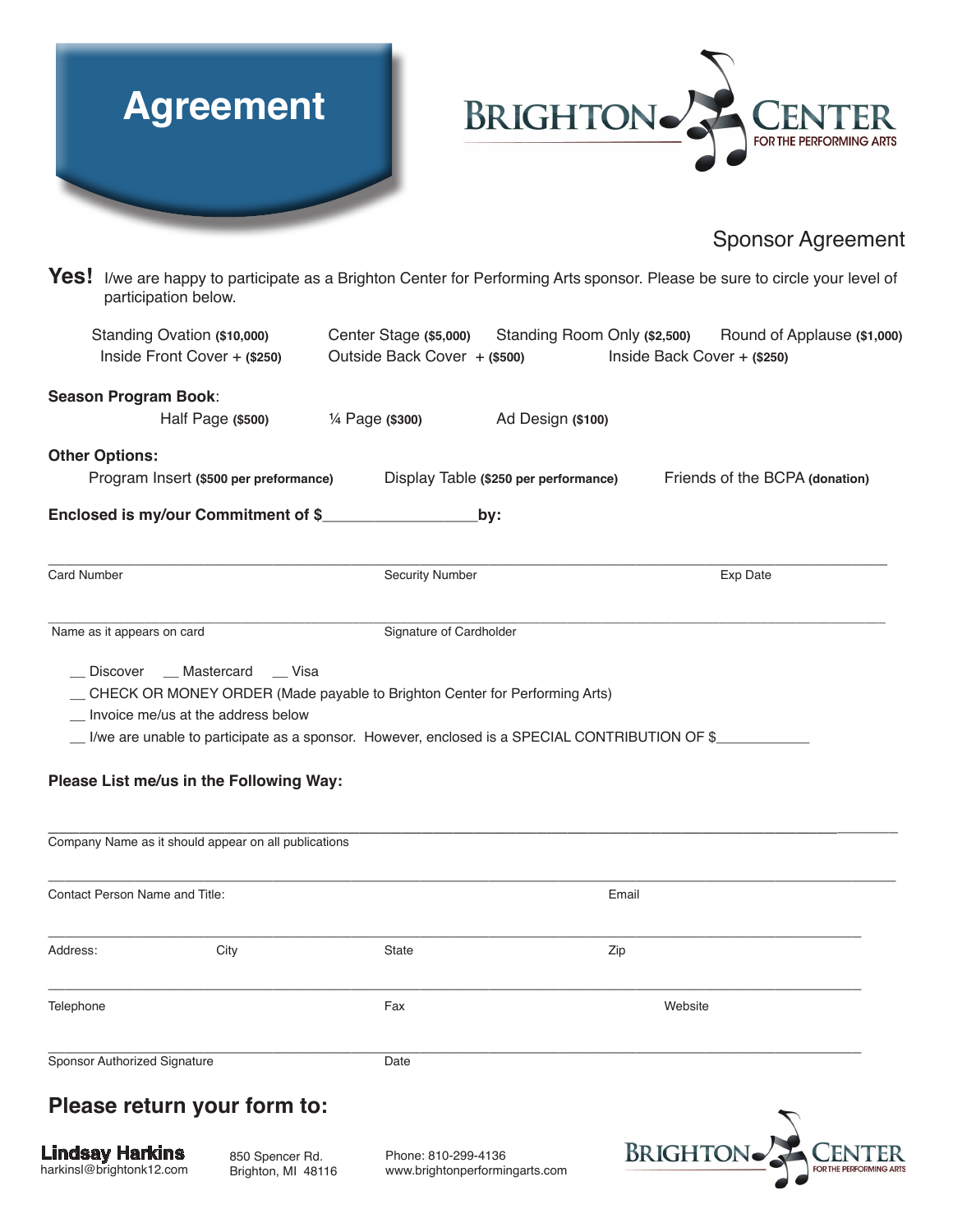# Agreement

BRIGHTON CENTER FOR THE PERFORMING ARTS

## Sponsor Agreement

**Yes!** I/we are happy to participate as a Brighton Center for Performing Arts sponsor. Please be sure to circle your level of participation below.

Standing Ovation **($10,000)** Center Stage **($5,000)** Standing Room Only **($2,500)** Round of Applause **($1,000)**

Inside Front Cover + **($250)** Outside Back Cover + **($500)** Inside Back Cover + **($250)**

**Season Program Book**:

Half Page **($500)** ¼ Page **($300)** Ad Design **($100)**

**Other Options:**

Program Insert **($500 per preformance)** Display Table **($250 per performance)** Friends of the BCPA **(donation)**

**Enclosed is my/our Commitment of $__________________by:**

_______________________________________________________________________________

Card Number Security Number Exp Date

_______________________________________________________________________________

Name as it appears on card Signature of Cardholder

__ Discover __ Mastercard __ Visa

__ CHECK OR MONEY ORDER (Made payable to Brighton Center for Performing Arts)

__ Invoice me/us at the address below

__ I/we are unable to participate as a sponsor. However, enclosed is a SPECIAL CONTRIBUTION OF $____________

**Please List me/us in the Following Way:**

_______________________________________________________________________________

Company Name as it should appear on all publications

_______________________________________________________________________________

Contact Person Name and Title: Email

_______________________________________________________________________________

Address: City State Zip

_______________________________________________________________________________

Telephone Fax Website

_______________________________________________________________________________

Sponsor Authorized Signature Date

## Please return your form to:

**Lindsay Harkins**
harkinsl@brightonk12.com

850 Spencer Rd.
Brighton, MI 48116

Phone: 810-299-4136
www.brightonperformingarts.com

BRIGHTON CENTER FOR THE PERFORMING ARTS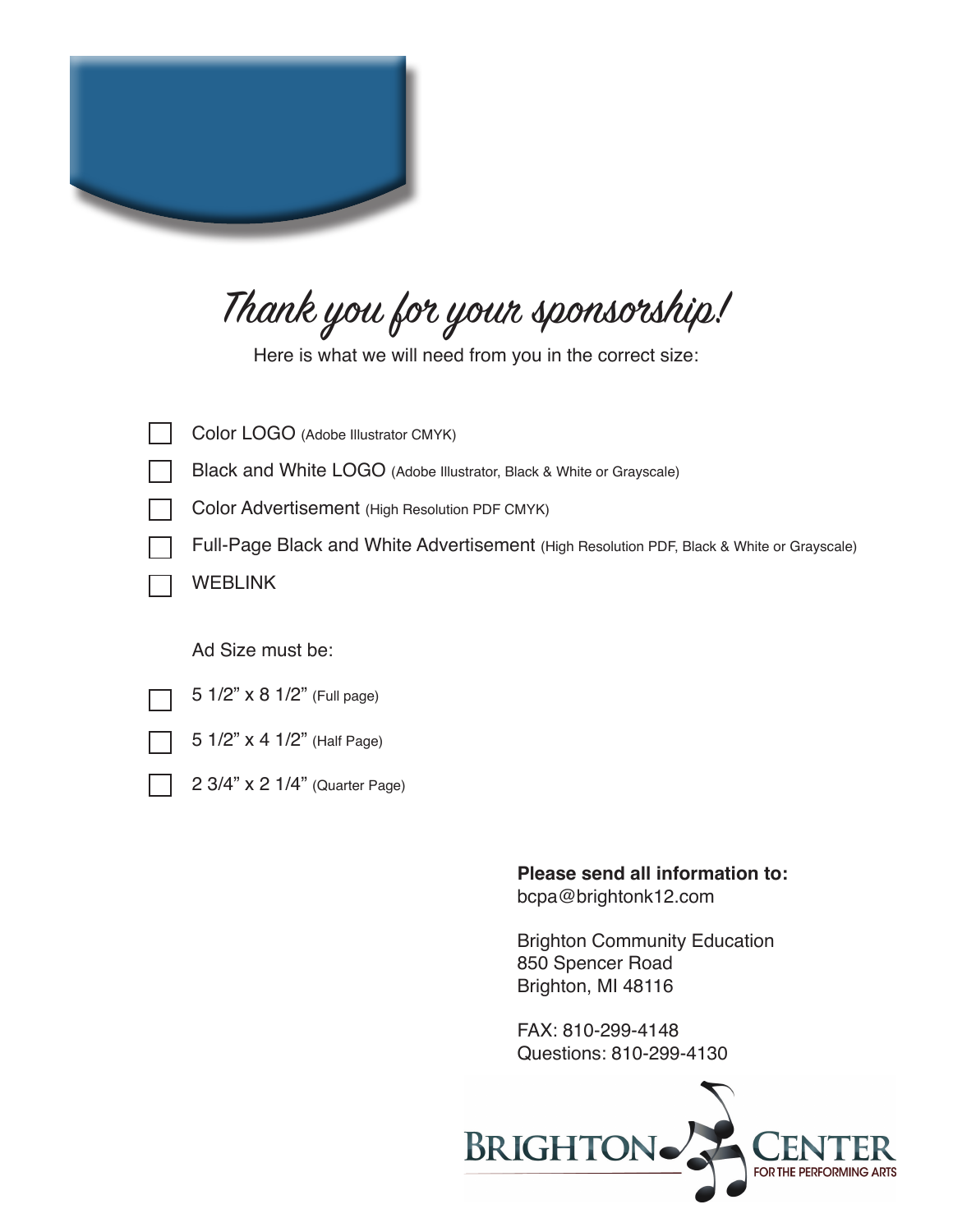# Thank you for your sponsorship!

Here is what we will need from you in the correct size:

- [ ] Color LOGO (Adobe Illustrator CMYK)
- [ ] Black and White LOGO (Adobe Illustrator, Black & White or Grayscale)
- [ ] Color Advertisement (High Resolution PDF CMYK)
- [ ] Full-Page Black and White Advertisement (High Resolution PDF, Black & White or Grayscale)
- [ ] WEBLINK

Ad Size must be:

- [ ] 5 1/2" x 8 1/2" (Full page)
- [ ] 5 1/2" x 4 1/2" (Half Page)
- [ ] 2 3/4" x 2 1/4" (Quarter Page)

**Please send all information to:**
bcpa@brightonk12.com

Brighton Community Education
850 Spencer Road
Brighton, MI 48116

FAX: 810-299-4148
Questions: 810-299-4130

BRIGHTON CENTER FOR THE PERFORMING ARTS